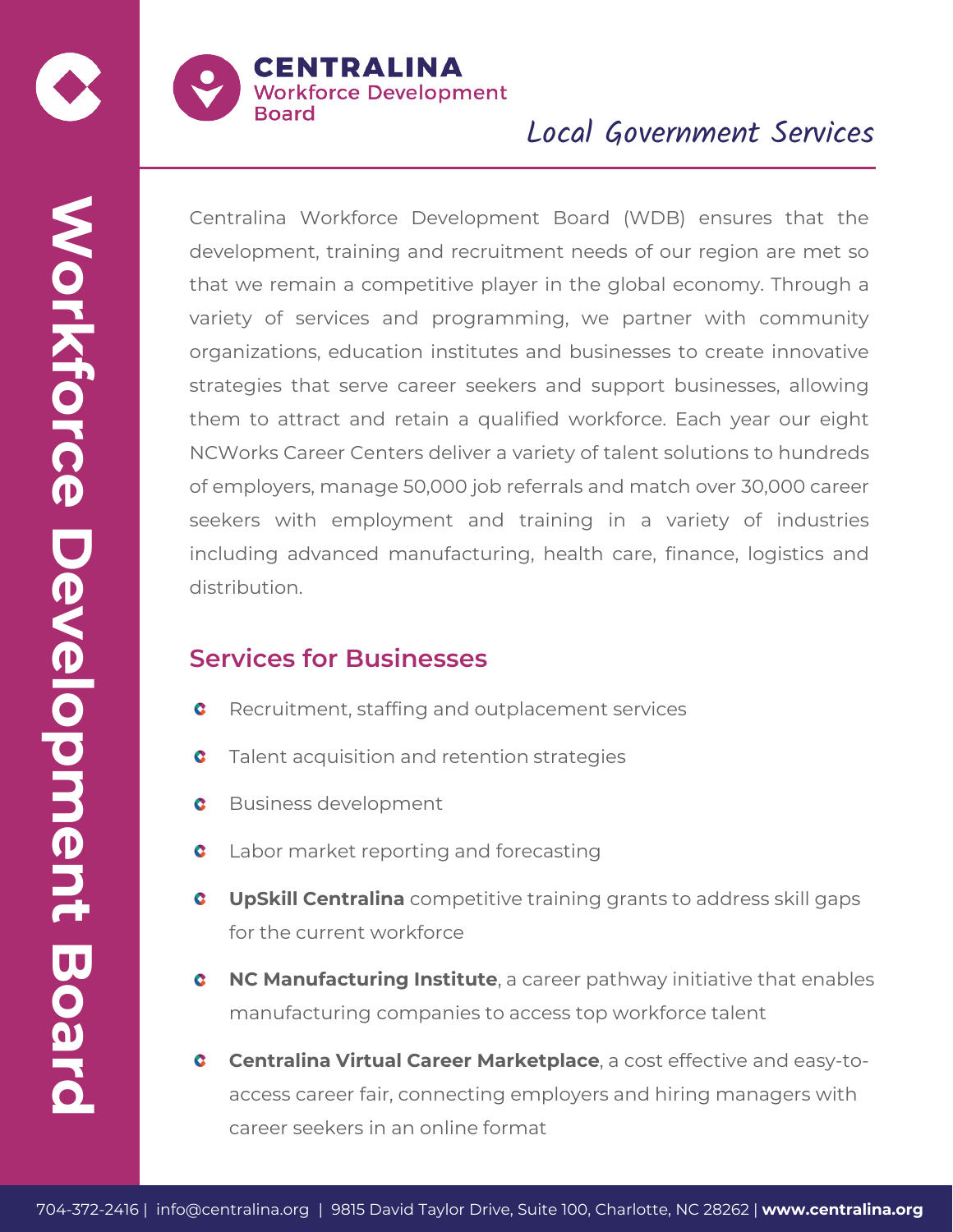# CENTRALINA Workforce Development Board

## *Local Government Services*

Centralina Workforce Development Board (WDB) ensures that the development, training and recruitment needs of our region are met so that we remain a competitive player in the global economy. Through a variety of services and programming, we partner with community organizations, education institutes and businesses to create innovative strategies that serve career seekers and support businesses, allowing them to attract and retain a qualified workforce. Each year our eight NCWorks Career Centers deliver a variety of talent solutions to hundreds of employers, manage 50,000 job referrals and match over 30,000 career seekers with employment and training in a variety of industries including advanced manufacturing, health care, finance, logistics and distribution.

## Services for Businesses

- Recruitment, staffing and outplacement services
- Talent acquisition and retention strategies
- Business development
- Labor market reporting and forecasting
- **UpSkill Centralina** competitive training grants to address skill gaps for the current workforce
- **NC Manufacturing Institute**, a career pathway initiative that enables manufacturing companies to access top workforce talent
- **Centralina Virtual Career Marketplace**, a cost effective and easy-to-access career fair, connecting employers and hiring managers with career seekers in an online format

704-372-2416 | info@centralina.org | 9815 David Taylor Drive, Suite 100, Charlotte, NC 28262 | **www.centralina.org**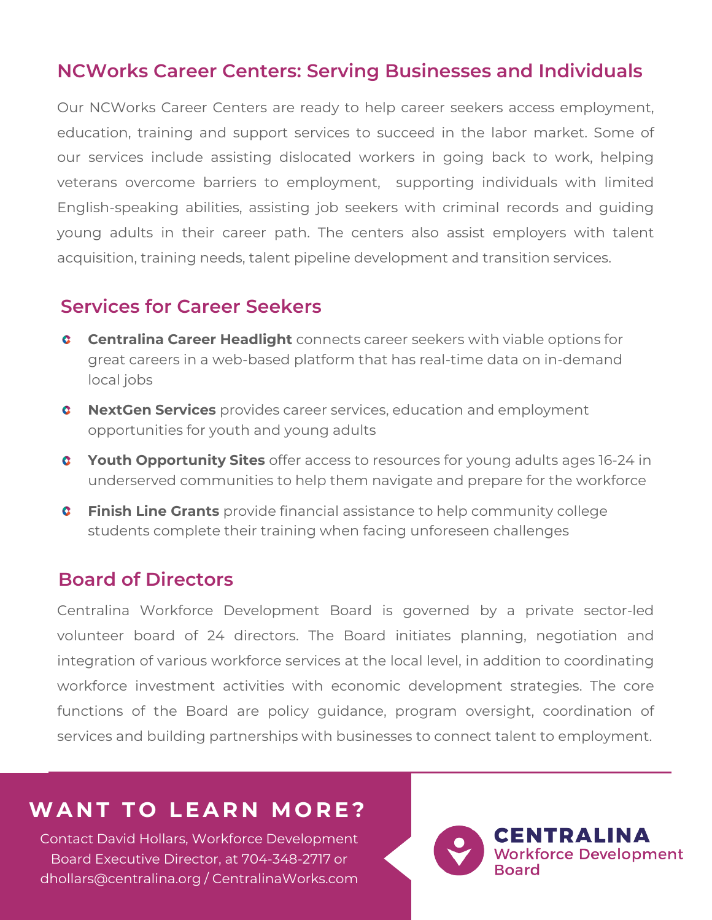## NCWorks Career Centers: Serving Businesses and Individuals

Our NCWorks Career Centers are ready to help career seekers access employment, education, training and support services to succeed in the labor market. Some of our services include assisting dislocated workers in going back to work, helping veterans overcome barriers to employment, supporting individuals with limited English-speaking abilities, assisting job seekers with criminal records and guiding young adults in their career path. The centers also assist employers with talent acquisition, training needs, talent pipeline development and transition services.

## Services for Career Seekers

- **Centralina Career Headlight** connects career seekers with viable options for great careers in a web-based platform that has real-time data on in-demand local jobs
- **NextGen Services** provides career services, education and employment opportunities for youth and young adults
- **Youth Opportunity Sites** offer access to resources for young adults ages 16-24 in underserved communities to help them navigate and prepare for the workforce
- **Finish Line Grants** provide financial assistance to help community college students complete their training when facing unforeseen challenges

## Board of Directors

Centralina Workforce Development Board is governed by a private sector-led volunteer board of 24 directors. The Board initiates planning, negotiation and integration of various workforce services at the local level, in addition to coordinating workforce investment activities with economic development strategies. The core functions of the Board are policy guidance, program oversight, coordination of services and building partnerships with businesses to connect talent to employment.

## WANT TO LEARN MORE?

Contact David Hollars, Workforce Development Board Executive Director, at 704-348-2717 or dhollars@centralina.org / CentralinaWorks.com

**CENTRALINA**
Workforce Development Board